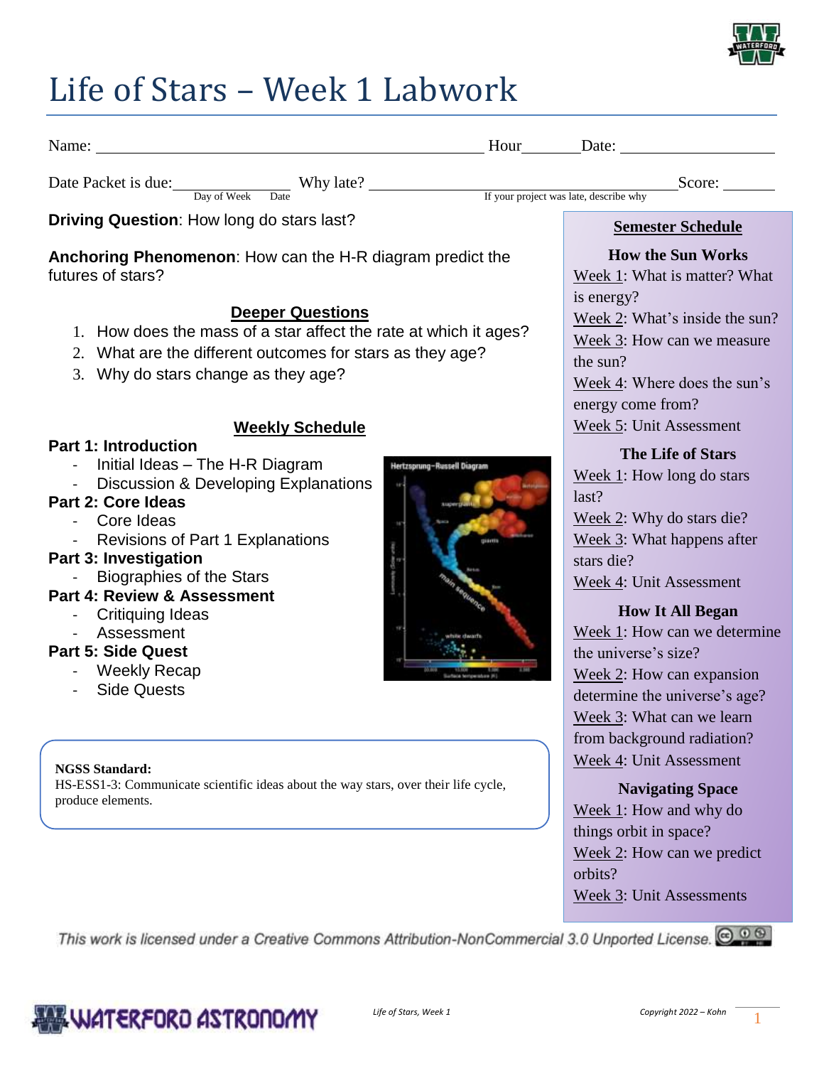# Life of Stars – Week 1 Labwork

Name: ______________________________________________ Hour_______ Date: ___________________

Date Packet is due: _______________ (Day of Week, Date) Why late? ________________________________ (If your project was late, describe why) Score: _______

**Driving Question**: How long do stars last?

**Anchoring Phenomenon**: How can the H-R diagram predict the futures of stars?

## Deeper Questions

1. How does the mass of a star affect the rate at which it ages?
2. What are the different outcomes for stars as they age?
3. Why do stars change as they age?

## Weekly Schedule

**Part 1: Introduction**
- Initial Ideas – The H-R Diagram
- Discussion & Developing Explanations

**Part 2: Core Ideas**
- Core Ideas
- Revisions of Part 1 Explanations

**Part 3: Investigation**
- Biographies of the Stars

**Part 4: Review & Assessment**
- Critiquing Ideas
- Assessment

**Part 5: Side Quest**
- Weekly Recap
- Side Quests

**NGSS Standard:**
HS-ESS1-3: Communicate scientific ideas about the way stars, over their life cycle, produce elements.

## Semester Schedule

**How the Sun Works**
Week 1: What is matter? What is energy?
Week 2: What's inside the sun?
Week 3: How can we measure the sun?
Week 4: Where does the sun's energy come from?
Week 5: Unit Assessment

**The Life of Stars**
Week 1: How long do stars last?
Week 2: Why do stars die?
Week 3: What happens after stars die?
Week 4: Unit Assessment

**How It All Began**
Week 1: How can we determine the universe's size?
Week 2: How can expansion determine the universe's age?
Week 3: What can we learn from background radiation?
Week 4: Unit Assessment

**Navigating Space**
Week 1: How and why do things orbit in space?
Week 2: How can we predict orbits?
Week 3: Unit Assessments

*This work is licensed under a Creative Commons Attribution-NonCommercial 3.0 Unported License.*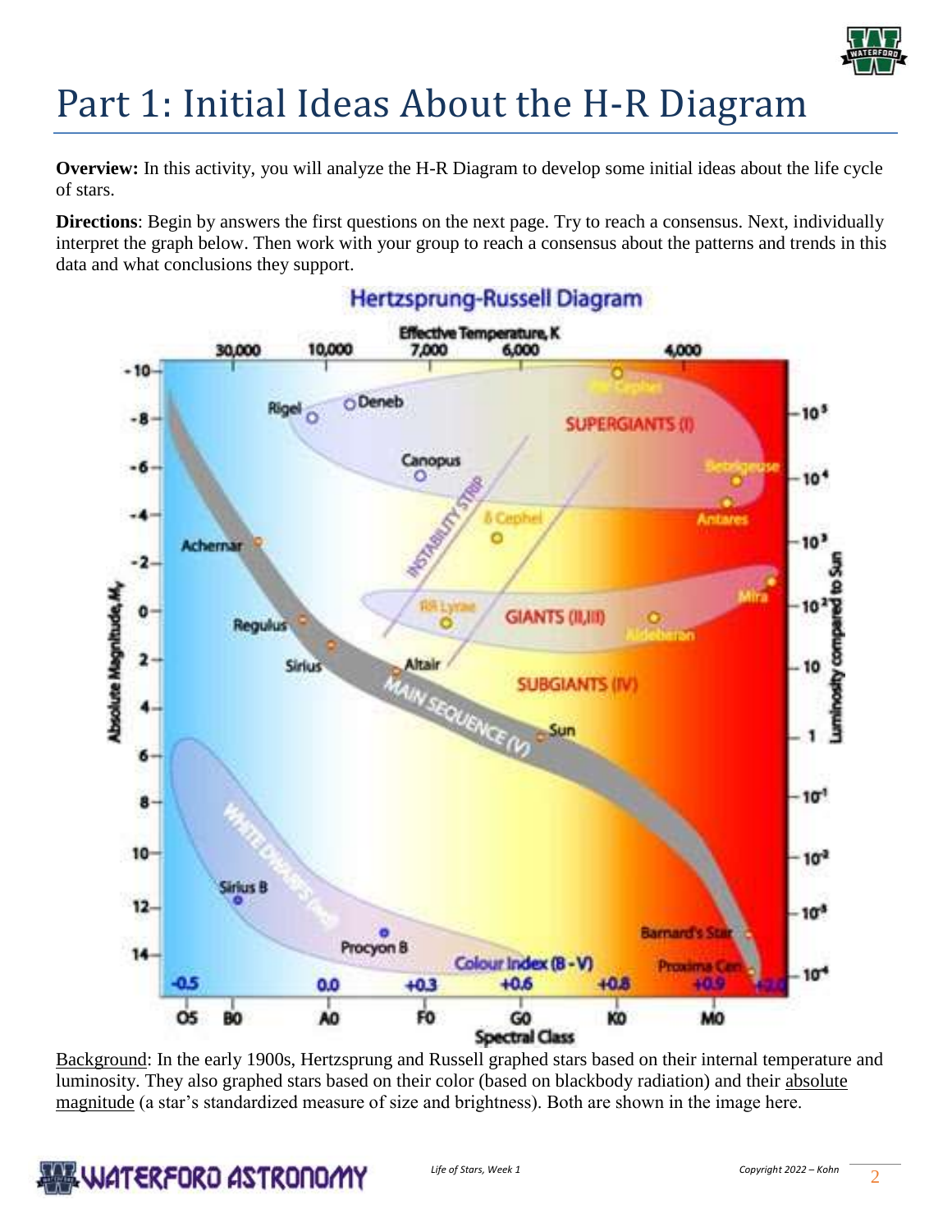# Part 1: Initial Ideas About the H-R Diagram

**Overview:** In this activity, you will analyze the H-R Diagram to develop some initial ideas about the life cycle of stars.

**Directions**: Begin by answers the first questions on the next page. Try to reach a consensus. Next, individually interpret the graph below. Then work with your group to reach a consensus about the patterns and trends in this data and what conclusions they support.

Hertzsprung-Russell Diagram

Background: In the early 1900s, Hertzsprung and Russell graphed stars based on their internal temperature and luminosity. They also graphed stars based on their color (based on blackbody radiation) and their absolute magnitude (a star's standardized measure of size and brightness). Both are shown in the image here.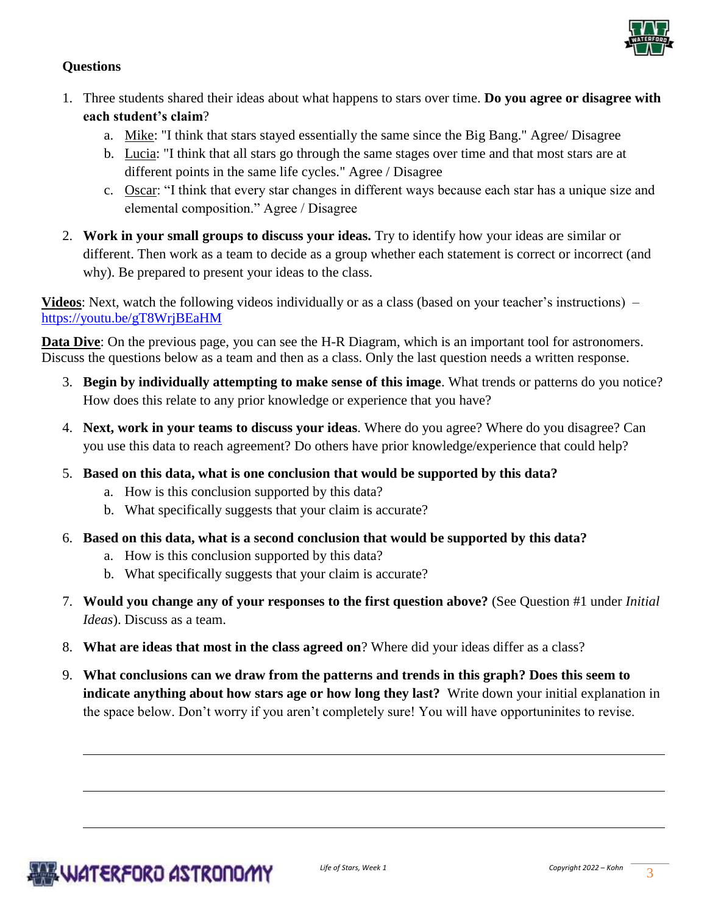**Questions**

1. Three students shared their ideas about what happens to stars over time. **Do you agree or disagree with each student's claim**?
   a. Mike: "I think that stars stayed essentially the same since the Big Bang." Agree/ Disagree
   b. Lucia: "I think that all stars go through the same stages over time and that most stars are at different points in the same life cycles." Agree / Disagree
   c. Oscar: "I think that every star changes in different ways because each star has a unique size and elemental composition." Agree / Disagree

2. **Work in your small groups to discuss your ideas.** Try to identify how your ideas are similar or different. Then work as a team to decide as a group whether each statement is correct or incorrect (and why). Be prepared to present your ideas to the class.

**Videos**: Next, watch the following videos individually or as a class (based on your teacher's instructions) – https://youtu.be/gT8WrjBEaHM

**Data Dive**: On the previous page, you can see the H-R Diagram, which is an important tool for astronomers. Discuss the questions below as a team and then as a class. Only the last question needs a written response.

3. **Begin by individually attempting to make sense of this image**. What trends or patterns do you notice? How does this relate to any prior knowledge or experience that you have?

4. **Next, work in your teams to discuss your ideas**. Where do you agree? Where do you disagree? Can you use this data to reach agreement? Do others have prior knowledge/experience that could help?

5. **Based on this data, what is one conclusion that would be supported by this data?**
   a. How is this conclusion supported by this data?
   b. What specifically suggests that your claim is accurate?

6. **Based on this data, what is a second conclusion that would be supported by this data?**
   a. How is this conclusion supported by this data?
   b. What specifically suggests that your claim is accurate?

7. **Would you change any of your responses to the first question above?** (See Question #1 under *Initial Ideas*). Discuss as a team.

8. **What are ideas that most in the class agreed on**? Where did your ideas differ as a class?

9. **What conclusions can we draw from the patterns and trends in this graph? Does this seem to indicate anything about how stars age or how long they last?** Write down your initial explanation in the space below. Don't worry if you aren't completely sure! You will have opportuninites to revise.

______________________________________________________________________________

______________________________________________________________________________

______________________________________________________________________________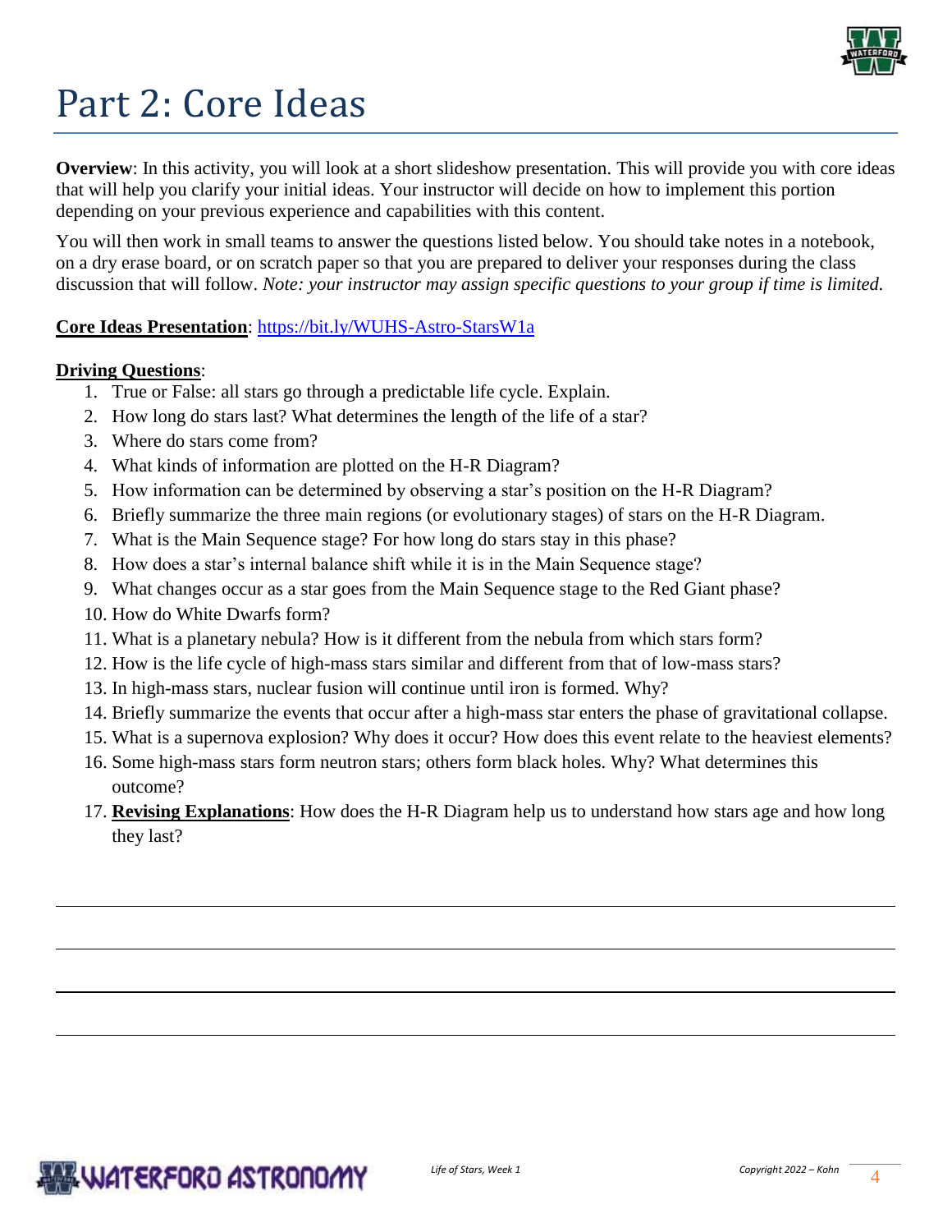# Part 2: Core Ideas

**Overview**: In this activity, you will look at a short slideshow presentation. This will provide you with core ideas that will help you clarify your initial ideas. Your instructor will decide on how to implement this portion depending on your previous experience and capabilities with this content.

You will then work in small teams to answer the questions listed below. You should take notes in a notebook, on a dry erase board, or on scratch paper so that you are prepared to deliver your responses during the class discussion that will follow. *Note: your instructor may assign specific questions to your group if time is limited.*

<u>**Core Ideas Presentation**</u>: https://bit.ly/WUHS-Astro-StarsW1a

<u>**Driving Questions**</u>:

1. True or False: all stars go through a predictable life cycle. Explain.
2. How long do stars last? What determines the length of the life of a star?
3. Where do stars come from?
4. What kinds of information are plotted on the H-R Diagram?
5. How information can be determined by observing a star's position on the H-R Diagram?
6. Briefly summarize the three main regions (or evolutionary stages) of stars on the H-R Diagram.
7. What is the Main Sequence stage? For how long do stars stay in this phase?
8. How does a star's internal balance shift while it is in the Main Sequence stage?
9. What changes occur as a star goes from the Main Sequence stage to the Red Giant phase?
10. How do White Dwarfs form?
11. What is a planetary nebula? How is it different from the nebula from which stars form?
12. How is the life cycle of high-mass stars similar and different from that of low-mass stars?
13. In high-mass stars, nuclear fusion will continue until iron is formed. Why?
14. Briefly summarize the events that occur after a high-mass star enters the phase of gravitational collapse.
15. What is a supernova explosion? Why does it occur? How does this event relate to the heaviest elements?
16. Some high-mass stars form neutron stars; others form black holes. Why? What determines this outcome?
17. <u>**Revising Explanations**</u>: How does the H-R Diagram help us to understand how stars age and how long they last?

---

---

---

---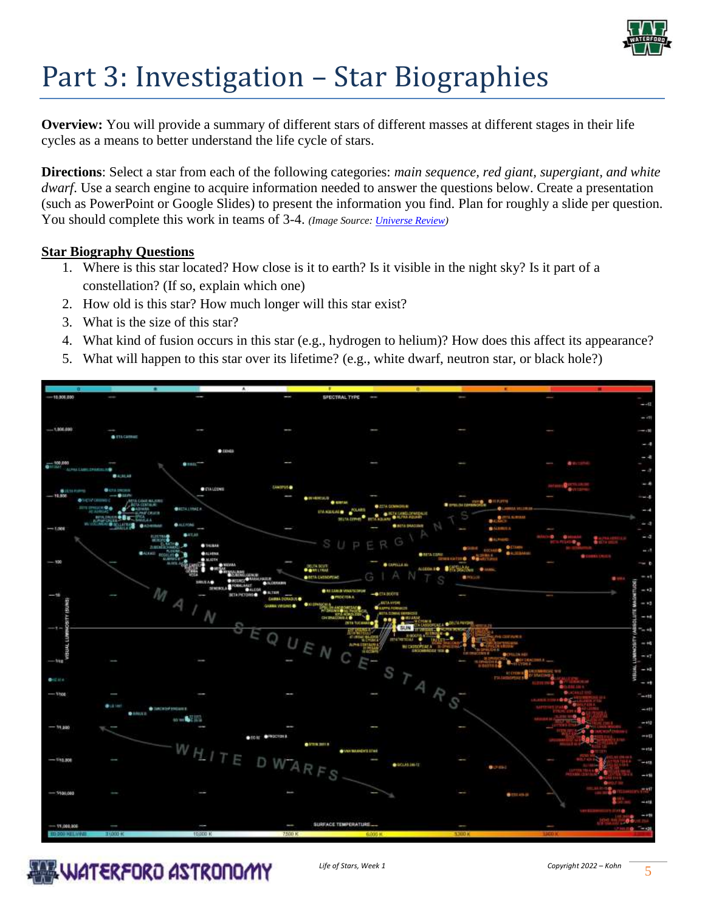# Part 3: Investigation – Star Biographies

**Overview:** You will provide a summary of different stars of different masses at different stages in their life cycles as a means to better understand the life cycle of stars.

**Directions**: Select a star from each of the following categories: *main sequence, red giant, supergiant, and white dwarf*. Use a search engine to acquire information needed to answer the questions below. Create a presentation (such as PowerPoint or Google Slides) to present the information you find. Plan for roughly a slide per question. You should complete this work in teams of 3-4. *(Image Source: Universe Review)*

**Star Biography Questions**

1. Where is this star located? How close is it to earth? Is it visible in the night sky? Is it part of a constellation? (If so, explain which one)
2. How old is this star? How much longer will this star exist?
3. What is the size of this star?
4. What kind of fusion occurs in this star (e.g., hydrogen to helium)? How does this affect its appearance?
5. What will happen to this star over its lifetime? (e.g., white dwarf, neutron star, or black hole?)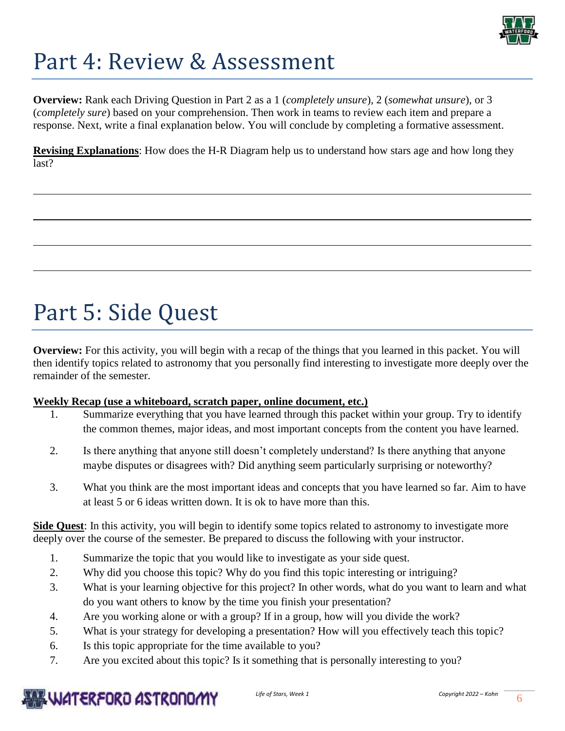# Part 4: Review & Assessment

**Overview:** Rank each Driving Question in Part 2 as a 1 (*completely unsure*), 2 (*somewhat unsure*), or 3 (*completely sure*) based on your comprehension. Then work in teams to review each item and prepare a response. Next, write a final explanation below. You will conclude by completing a formative assessment.

**Revising Explanations**: How does the H-R Diagram help us to understand how stars age and how long they last?

# Part 5: Side Quest

**Overview:** For this activity, you will begin with a recap of the things that you learned in this packet. You will then identify topics related to astronomy that you personally find interesting to investigate more deeply over the remainder of the semester.

**Weekly Recap (use a whiteboard, scratch paper, online document, etc.)**

1. Summarize everything that you have learned through this packet within your group. Try to identify the common themes, major ideas, and most important concepts from the content you have learned.
2. Is there anything that anyone still doesn't completely understand? Is there anything that anyone maybe disputes or disagrees with? Did anything seem particularly surprising or noteworthy?
3. What you think are the most important ideas and concepts that you have learned so far. Aim to have at least 5 or 6 ideas written down. It is ok to have more than this.

**Side Quest**: In this activity, you will begin to identify some topics related to astronomy to investigate more deeply over the course of the semester. Be prepared to discuss the following with your instructor.

1. Summarize the topic that you would like to investigate as your side quest.
2. Why did you choose this topic? Why do you find this topic interesting or intriguing?
3. What is your learning objective for this project? In other words, what do you want to learn and what do you want others to know by the time you finish your presentation?
4. Are you working alone or with a group? If in a group, how will you divide the work?
5. What is your strategy for developing a presentation? How will you effectively teach this topic?
6. Is this topic appropriate for the time available to you?
7. Are you excited about this topic? Is it something that is personally interesting to you?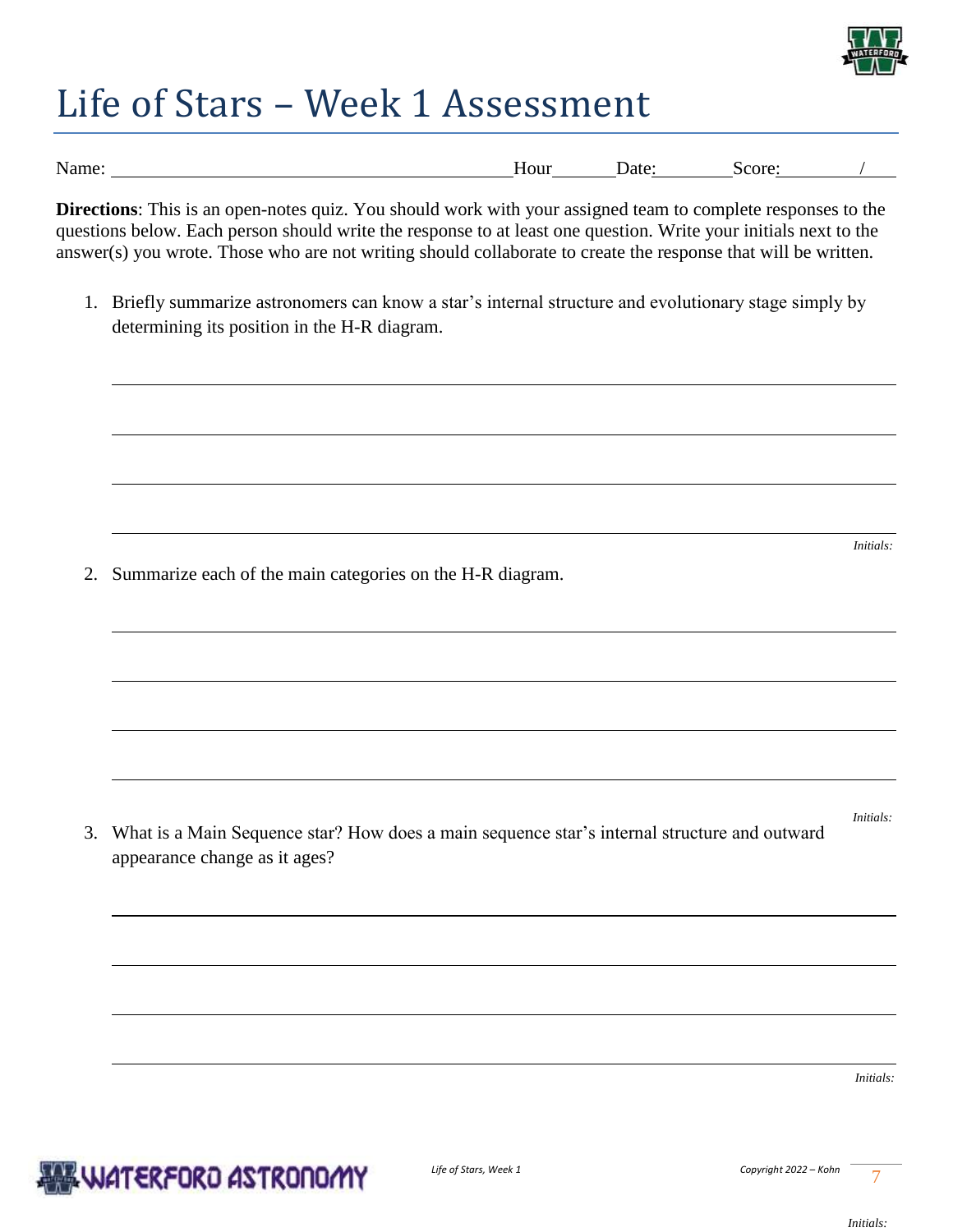# Life of Stars – Week 1 Assessment

Name: ________________________________ Hour______ Date:________ Score:________/____

**Directions**: This is an open-notes quiz. You should work with your assigned team to complete responses to the questions below. Each person should write the response to at least one question. Write your initials next to the answer(s) you wrote. Those who are not writing should collaborate to create the response that will be written.

1. Briefly summarize astronomers can know a star's internal structure and evolutionary stage simply by determining its position in the H-R diagram.

_______________________________________________

_______________________________________________

_______________________________________________

_______________________________________________

*Initials:*

2. Summarize each of the main categories on the H-R diagram.

_______________________________________________

_______________________________________________

_______________________________________________

_______________________________________________

*Initials:*

3. What is a Main Sequence star? How does a main sequence star's internal structure and outward appearance change as it ages?

_______________________________________________

_______________________________________________

_______________________________________________

_______________________________________________

*Initials:*

*Initials:*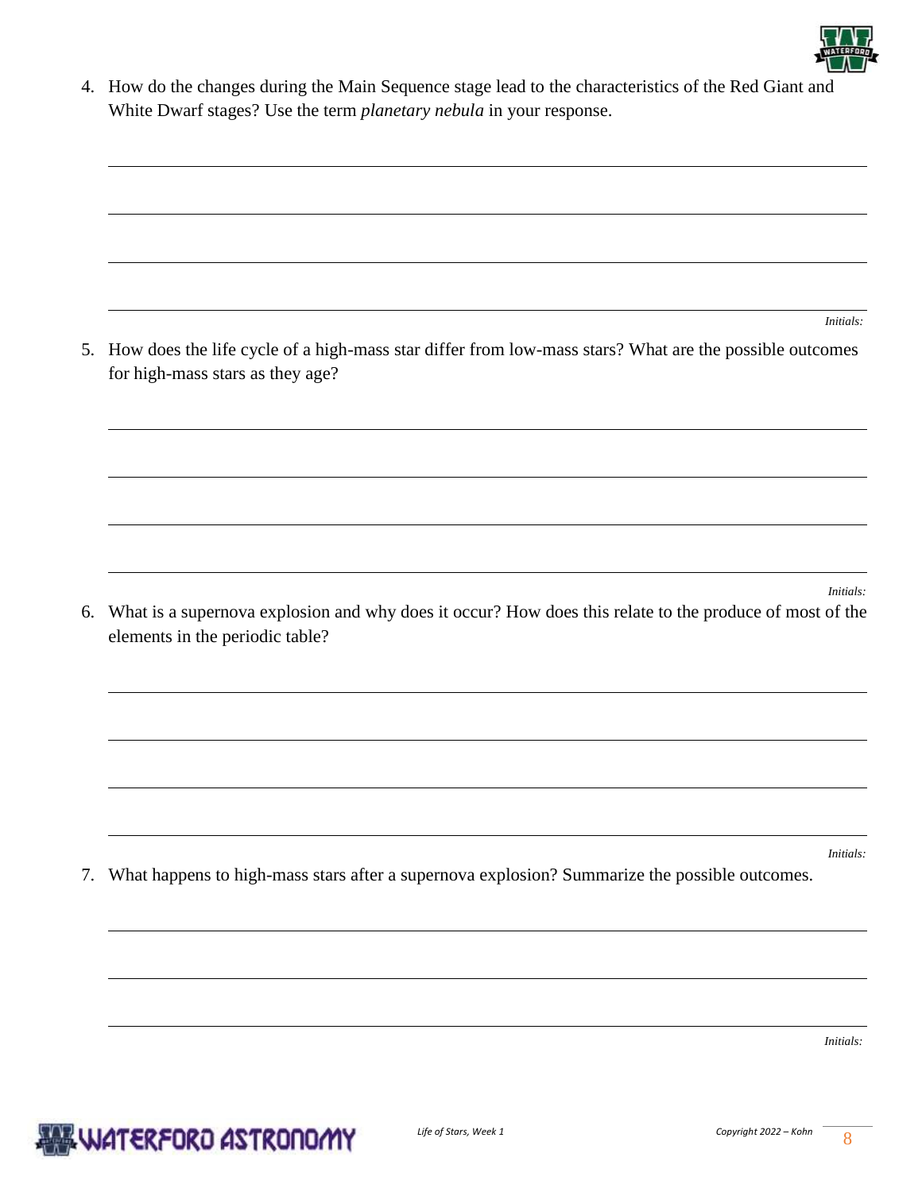4. How do the changes during the Main Sequence stage lead to the characteristics of the Red Giant and White Dwarf stages? Use the term *planetary nebula* in your response.

*Initials:*

5. How does the life cycle of a high-mass star differ from low-mass stars? What are the possible outcomes for high-mass stars as they age?

*Initials:*

6. What is a supernova explosion and why does it occur? How does this relate to the produce of most of the elements in the periodic table?

*Initials:*

7. What happens to high-mass stars after a supernova explosion? Summarize the possible outcomes.

*Initials:*